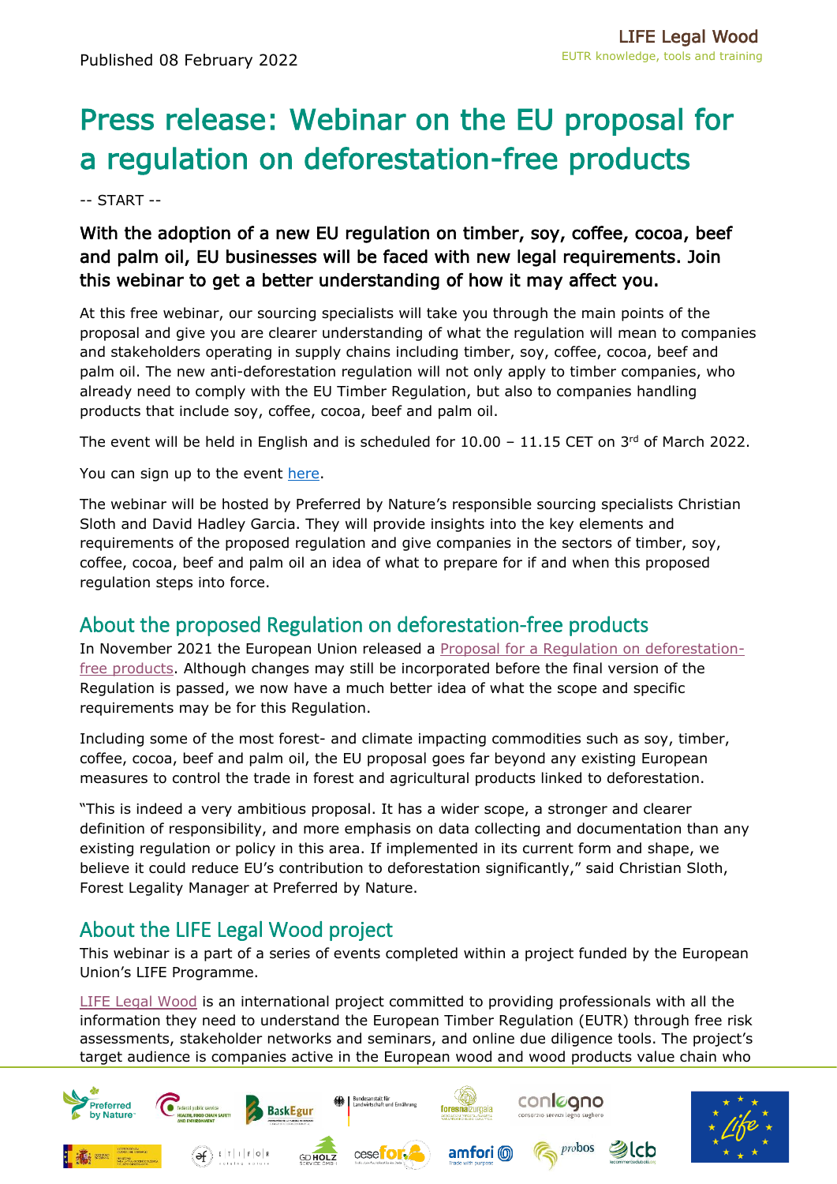Published 08 February 2022

# Press release: Webinar on the EU proposal for a regulation on deforestation-free products

-- START --

**With the adoption of a new EU regulation on timber, soy, coffee, cocoa, beef and palm oil, EU businesses will be faced with new legal requirements. Join this webinar to get a better understanding of how it may affect you.**

At this free webinar, our sourcing specialists will take you through the main points of the proposal and give you are clearer understanding of what the regulation will mean to companies and stakeholders operating in supply chains including timber, soy, coffee, cocoa, beef and palm oil. The new anti-deforestation regulation will not only apply to timber companies, who already need to comply with the EU Timber Regulation, but also to companies handling products that include soy, coffee, cocoa, beef and palm oil.

The event will be held in English and is scheduled for 10.00 – 11.15 CET on 3rd of March 2022.

You can sign up to the event here.

The webinar will be hosted by Preferred by Nature's responsible sourcing specialists Christian Sloth and David Hadley Garcia. They will provide insights into the key elements and requirements of the proposed regulation and give companies in the sectors of timber, soy, coffee, cocoa, beef and palm oil an idea of what to prepare for if and when this proposed regulation steps into force.

## About the proposed Regulation on deforestation-free products

In November 2021 the European Union released a Proposal for a Regulation on deforestation-free products. Although changes may still be incorporated before the final version of the Regulation is passed, we now have a much better idea of what the scope and specific requirements may be for this Regulation.

Including some of the most forest- and climate impacting commodities such as soy, timber, coffee, cocoa, beef and palm oil, the EU proposal goes far beyond any existing European measures to control the trade in forest and agricultural products linked to deforestation.

"This is indeed a very ambitious proposal. It has a wider scope, a stronger and clearer definition of responsibility, and more emphasis on data collecting and documentation than any existing regulation or policy in this area. If implemented in its current form and shape, we believe it could reduce EU's contribution to deforestation significantly," said Christian Sloth, Forest Legality Manager at Preferred by Nature.

## About the LIFE Legal Wood project

This webinar is a part of a series of events completed within a project funded by the European Union's LIFE Programme.

LIFE Legal Wood is an international project committed to providing professionals with all the information they need to understand the European Timber Regulation (EUTR) through free risk assessments, stakeholder networks and seminars, and online due diligence tools. The project's target audience is companies active in the European wood and wood products value chain who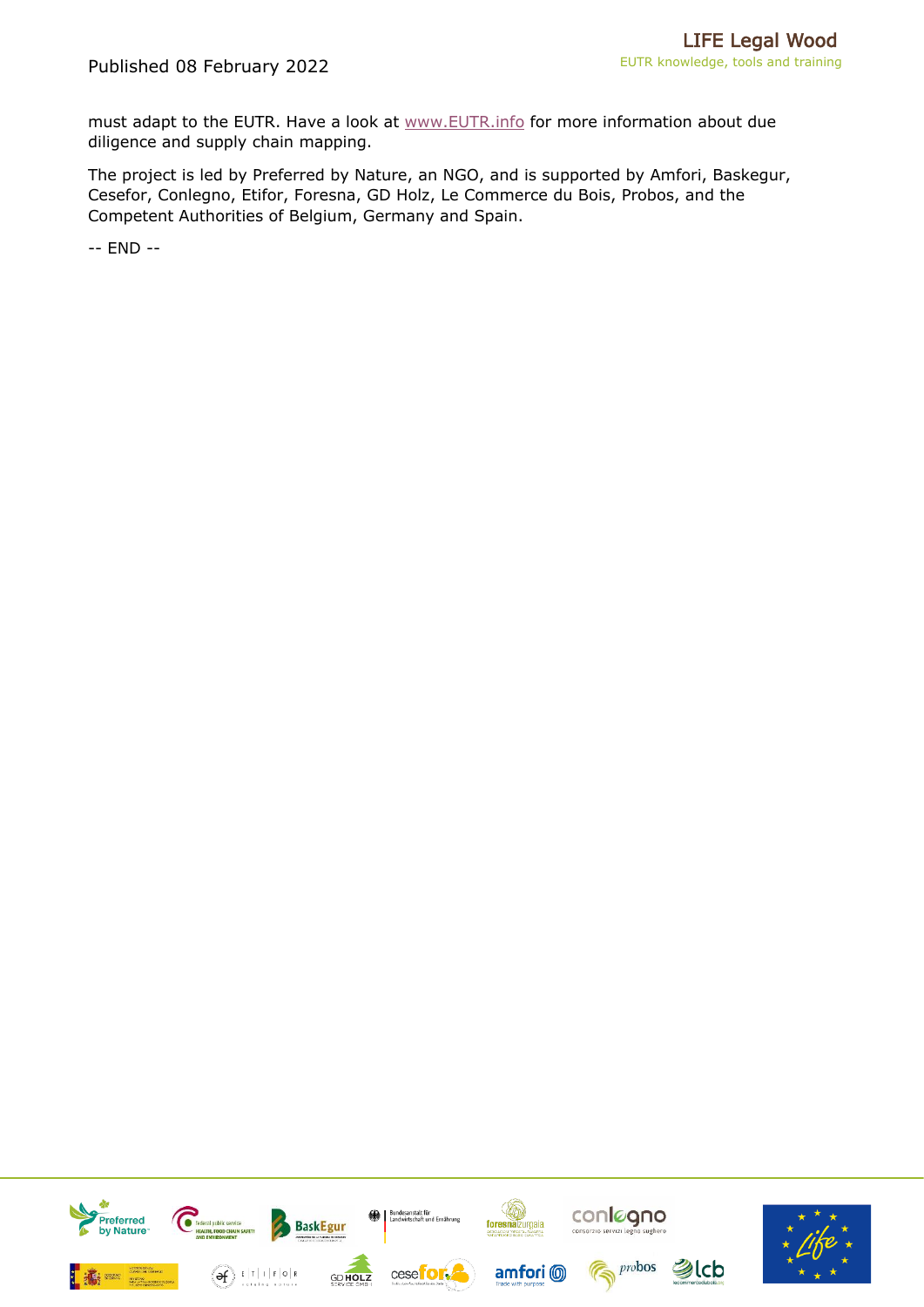must adapt to the EUTR. Have a look at [www.EUTR.info](http://www.EUTR.info) for more information about due diligence and supply chain mapping.

The project is led by Preferred by Nature, an NGO, and is supported by Amfori, Baskegur, Cesefor, Conlegno, Etifor, Foresna, GD Holz, Le Commerce du Bois, Probos, and the Competent Authorities of Belgium, Germany and Spain.

-- END --